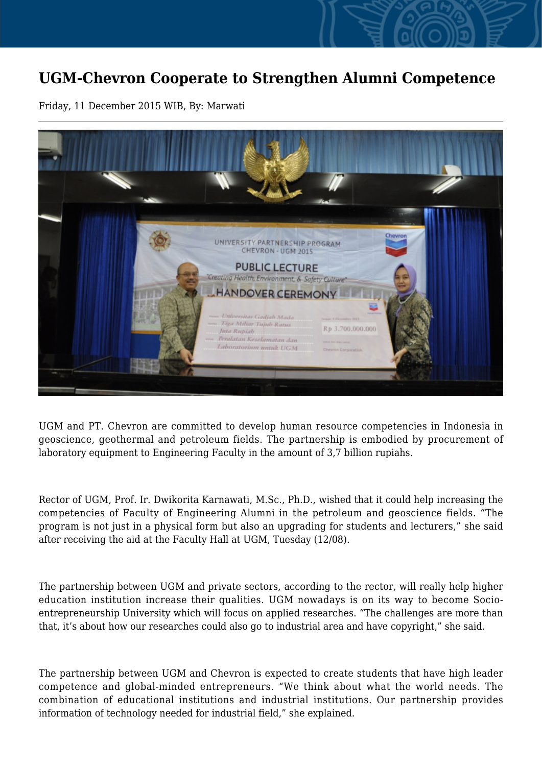# UGM-Chevron Cooperate to Strengthen Alumni Competence

Friday, 11 December 2015 WIB, By: Marwati

UGM and PT. Chevron are committed to develop human resource competencies in Indonesia in geoscience, geothermal and petroleum fields. The partnership is embodied by procurement of laboratory equipment to Engineering Faculty in the amount of 3,7 billion rupiahs.

Rector of UGM, Prof. Ir. Dwikorita Karnawati, M.Sc., Ph.D., wished that it could help increasing the competencies of Faculty of Engineering Alumni in the petroleum and geoscience fields. "The program is not just in a physical form but also an upgrading for students and lecturers," she said after receiving the aid at the Faculty Hall at UGM, Tuesday (12/08).

The partnership between UGM and private sectors, according to the rector, will really help higher education institution increase their qualities. UGM nowadays is on its way to become Socio-entrepreneurship University which will focus on applied researches. "The challenges are more than that, it's about how our researches could also go to industrial area and have copyright," she said.

The partnership between UGM and Chevron is expected to create students that have high leader competence and global-minded entrepreneurs. "We think about what the world needs. The combination of educational institutions and industrial institutions. Our partnership provides information of technology needed for industrial field," she explained.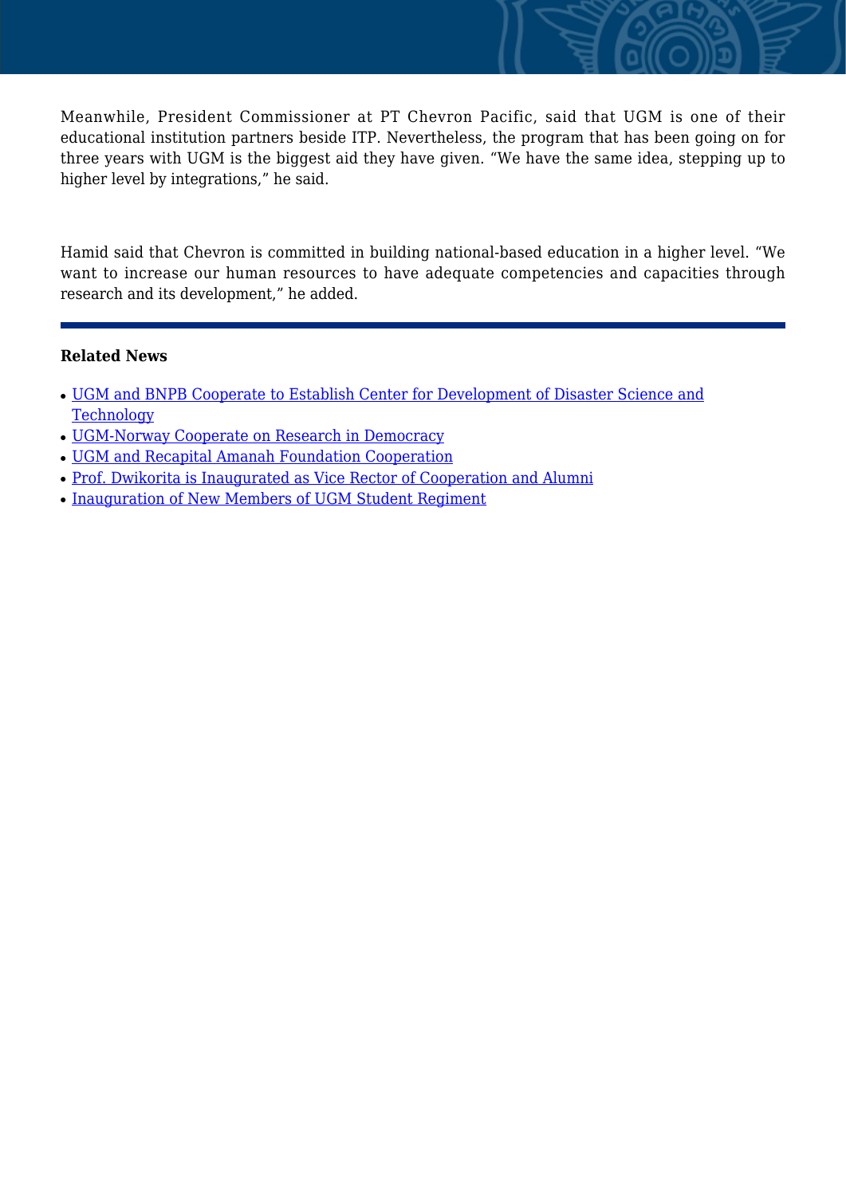Meanwhile, President Commissioner at PT Chevron Pacific, said that UGM is one of their educational institution partners beside ITP. Nevertheless, the program that has been going on for three years with UGM is the biggest aid they have given. "We have the same idea, stepping up to higher level by integrations," he said.

Hamid said that Chevron is committed in building national-based education in a higher level. "We want to increase our human resources to have adequate competencies and capacities through research and its development," he added.

---

**Related News**

- UGM and BNPB Cooperate to Establish Center for Development of Disaster Science and Technology
- UGM-Norway Cooperate on Research in Democracy
- UGM and Recapital Amanah Foundation Cooperation
- Prof. Dwikorita is Inaugurated as Vice Rector of Cooperation and Alumni
- Inauguration of New Members of UGM Student Regiment